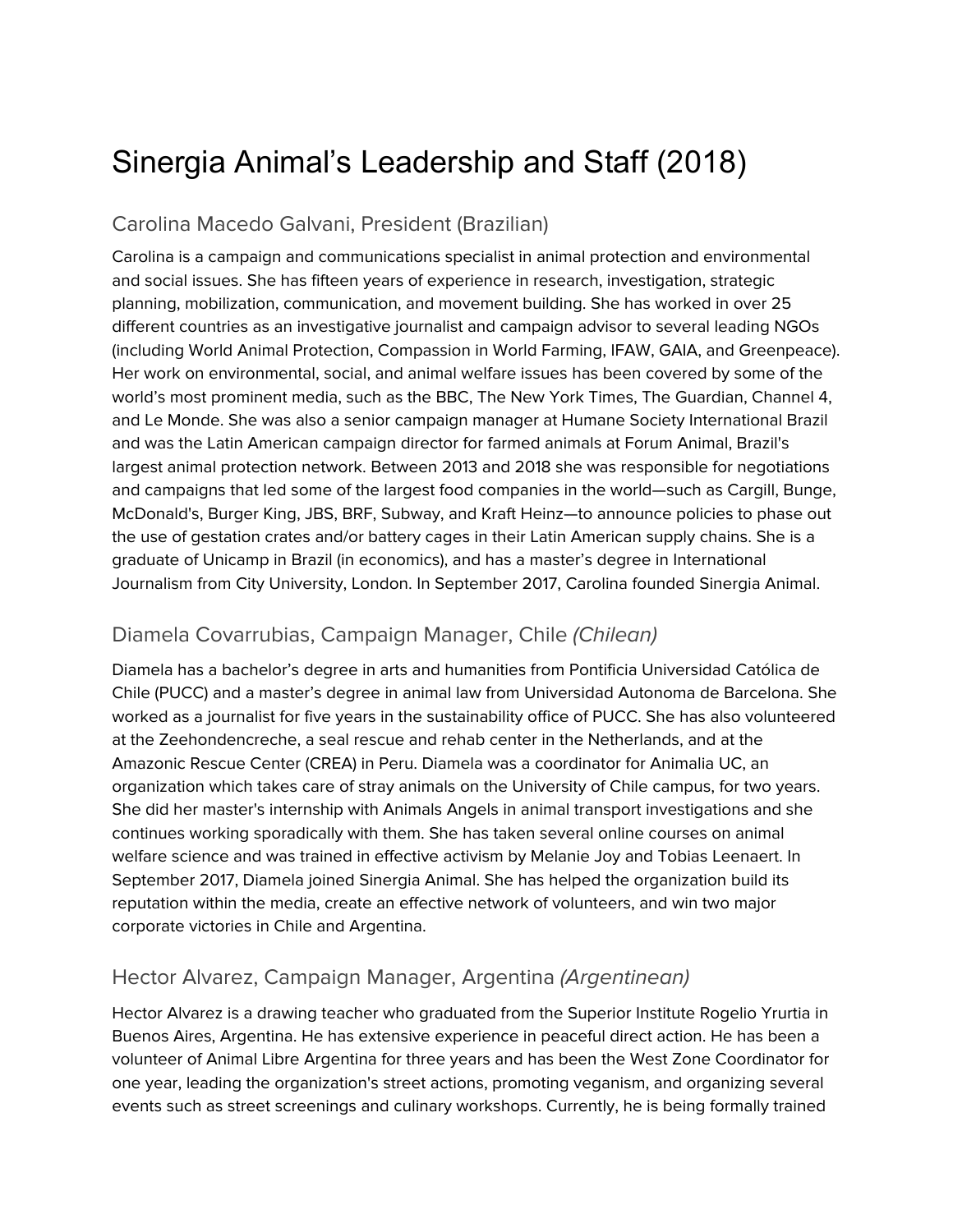# Sinergia Animal's Leadership and Staff (2018)

## Carolina Macedo Galvani, President (Brazilian)

Carolina is a campaign and communications specialist in animal protection and environmental and social issues. She has fifteen years of experience in research, investigation, strategic planning, mobilization, communication, and movement building. She has worked in over 25 different countries as an investigative journalist and campaign advisor to several leading NGOs (including World Animal Protection, Compassion in World Farming, IFAW, GAIA, and Greenpeace). Her work on environmental, social, and animal welfare issues has been covered by some of the world's most prominent media, such as the BBC, The New York Times, The Guardian, Channel 4, and Le Monde. She was also a senior campaign manager at Humane Society International Brazil and was the Latin American campaign director for farmed animals at Forum Animal, Brazil's largest animal protection network. Between 2013 and 2018 she was responsible for negotiations and campaigns that led some of the largest food companies in the world—such as Cargill, Bunge, McDonald's, Burger King, JBS, BRF, Subway, and Kraft Heinz—to announce policies to phase out the use of gestation crates and/or battery cages in their Latin American supply chains. She is a graduate of Unicamp in Brazil (in economics), and has a master's degree in International Journalism from City University, London. In September 2017, Carolina founded Sinergia Animal.

## Diamela Covarrubias, Campaign Manager, Chile *(Chilean)*

Diamela has a bachelor's degree in arts and humanities from Pontificia Universidad Católica de Chile (PUCC) and a master's degree in animal law from Universidad Autonoma de Barcelona. She worked as a journalist for five years in the sustainability office of PUCC. She has also volunteered at the Zeehondencreche, a seal rescue and rehab center in the Netherlands, and at the Amazonic Rescue Center (CREA) in Peru. Diamela was a coordinator for Animalia UC, an organization which takes care of stray animals on the University of Chile campus, for two years. She did her master's internship with Animals Angels in animal transport investigations and she continues working sporadically with them. She has taken several online courses on animal welfare science and was trained in effective activism by Melanie Joy and Tobias Leenaert. In September 2017, Diamela joined Sinergia Animal. She has helped the organization build its reputation within the media, create an effective network of volunteers, and win two major corporate victories in Chile and Argentina.

## Hector Alvarez, Campaign Manager, Argentina *(Argentinean)*

Hector Alvarez is a drawing teacher who graduated from the Superior Institute Rogelio Yrurtia in Buenos Aires, Argentina. He has extensive experience in peaceful direct action. He has been a volunteer of Animal Libre Argentina for three years and has been the West Zone Coordinator for one year, leading the organization's street actions, promoting veganism, and organizing several events such as street screenings and culinary workshops. Currently, he is being formally trained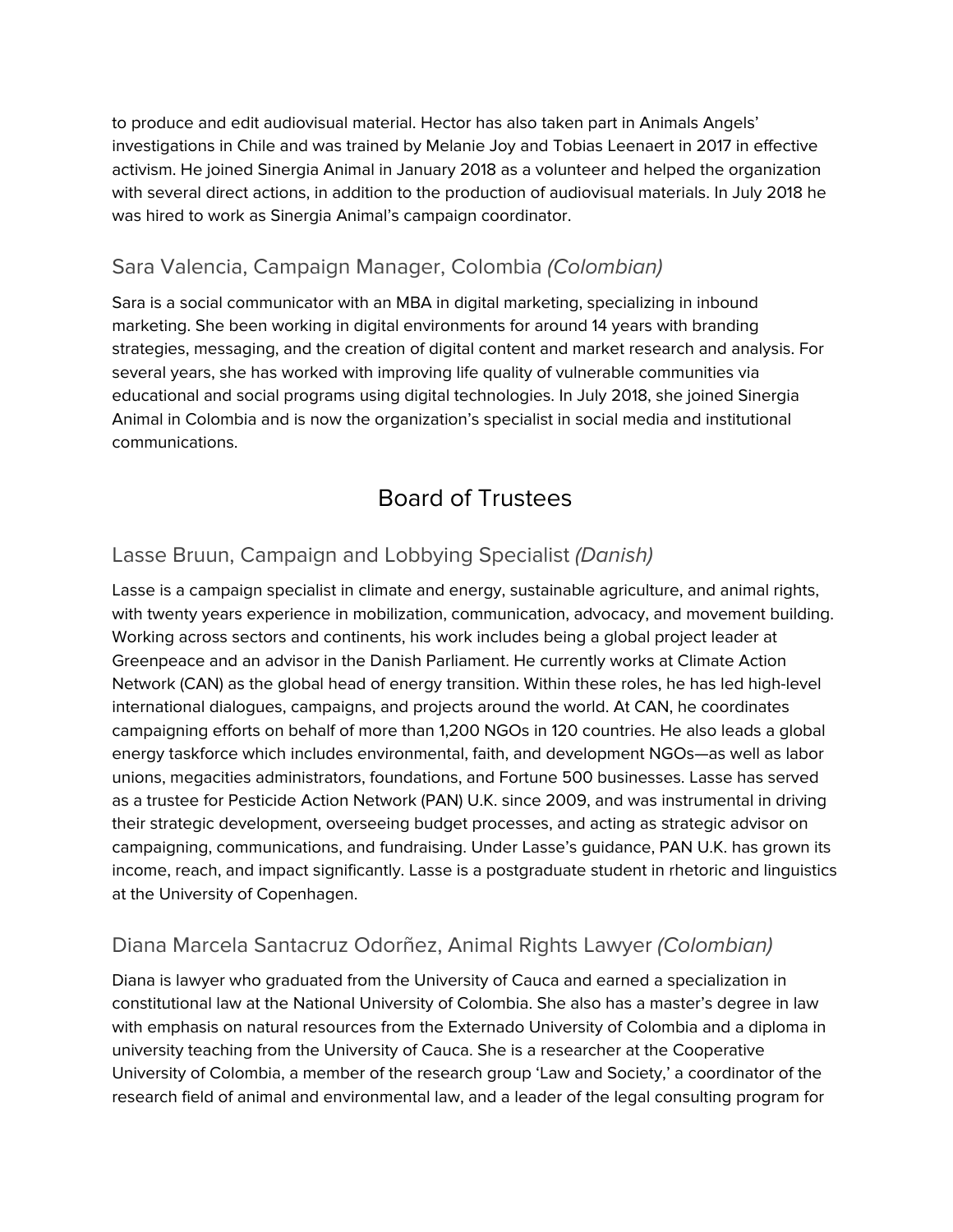to produce and edit audiovisual material. Hector has also taken part in Animals Angels' investigations in Chile and was trained by Melanie Joy and Tobias Leenaert in 2017 in effective activism. He joined Sinergia Animal in January 2018 as a volunteer and helped the organization with several direct actions, in addition to the production of audiovisual materials. In July 2018 he was hired to work as Sinergia Animal's campaign coordinator.

### Sara Valencia, Campaign Manager, Colombia *(Colombian)*

Sara is a social communicator with an MBA in digital marketing, specializing in inbound marketing. She been working in digital environments for around 14 years with branding strategies, messaging, and the creation of digital content and market research and analysis. For several years, she has worked with improving life quality of vulnerable communities via educational and social programs using digital technologies. In July 2018, she joined Sinergia Animal in Colombia and is now the organization's specialist in social media and institutional communications.

## Board of Trustees

### Lasse Bruun, Campaign and Lobbying Specialist *(Danish)*

Lasse is a campaign specialist in climate and energy, sustainable agriculture, and animal rights, with twenty years experience in mobilization, communication, advocacy, and movement building. Working across sectors and continents, his work includes being a global project leader at Greenpeace and an advisor in the Danish Parliament. He currently works at Climate Action Network (CAN) as the global head of energy transition. Within these roles, he has led high-level international dialogues, campaigns, and projects around the world. At CAN, he coordinates campaigning efforts on behalf of more than 1,200 NGOs in 120 countries. He also leads a global energy taskforce which includes environmental, faith, and development NGOs—as well as labor unions, megacities administrators, foundations, and Fortune 500 businesses. Lasse has served as a trustee for Pesticide Action Network (PAN) U.K. since 2009, and was instrumental in driving their strategic development, overseeing budget processes, and acting as strategic advisor on campaigning, communications, and fundraising. Under Lasse's guidance, PAN U.K. has grown its income, reach, and impact significantly. Lasse is a postgraduate student in rhetoric and linguistics at the University of Copenhagen.

### Diana Marcela Santacruz Odorñez, Animal Rights Lawyer *(Colombian)*

Diana is lawyer who graduated from the University of Cauca and earned a specialization in constitutional law at the National University of Colombia. She also has a master's degree in law with emphasis on natural resources from the Externado University of Colombia and a diploma in university teaching from the University of Cauca. She is a researcher at the Cooperative University of Colombia, a member of the research group 'Law and Society,' a coordinator of the research field of animal and environmental law, and a leader of the legal consulting program for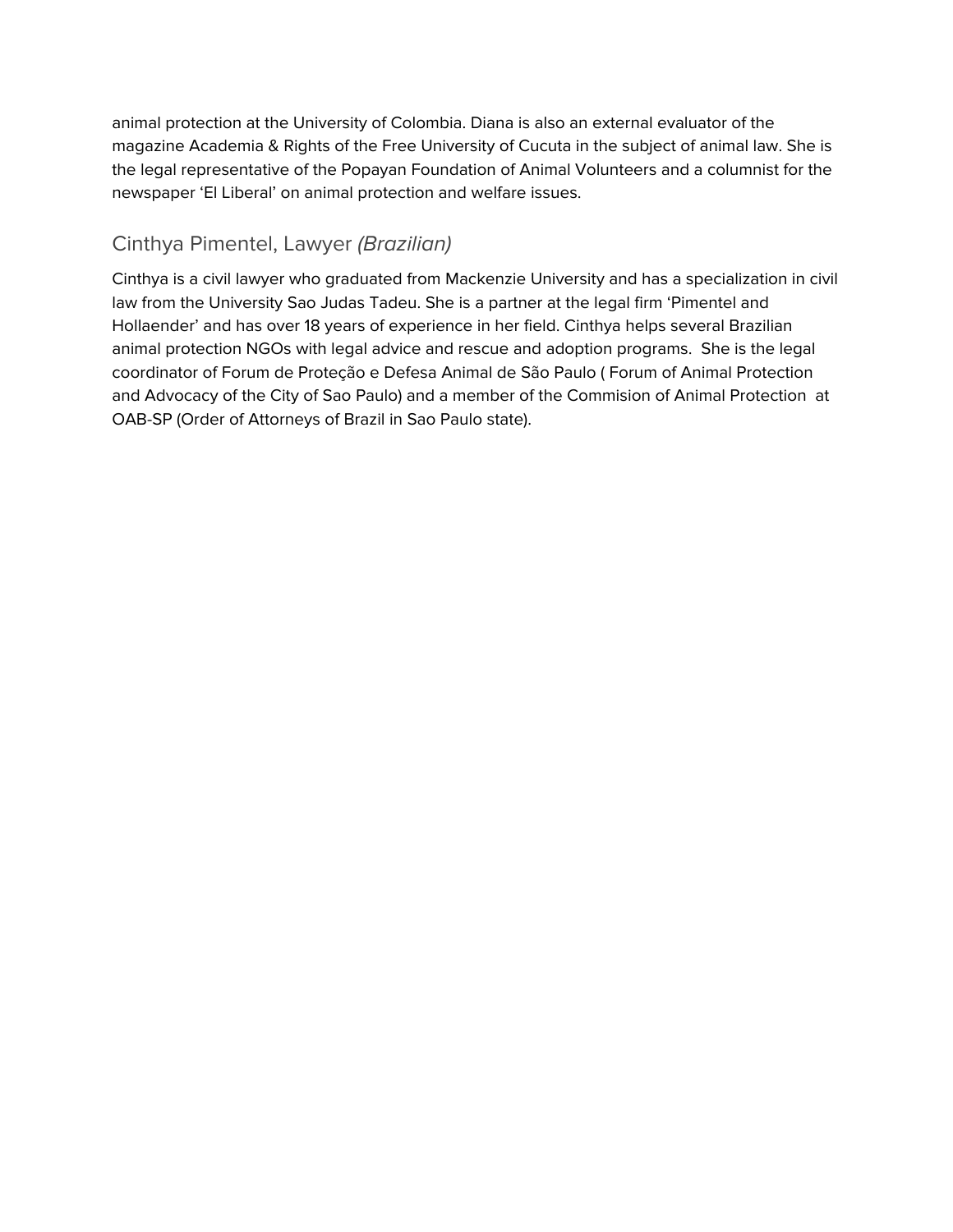animal protection at the University of Colombia. Diana is also an external evaluator of the magazine Academia & Rights of the Free University of Cucuta in the subject of animal law. She is the legal representative of the Popayan Foundation of Animal Volunteers and a columnist for the newspaper 'El Liberal' on animal protection and welfare issues.

## Cinthya Pimentel, Lawyer *(Brazilian)*

Cinthya is a civil lawyer who graduated from Mackenzie University and has a specialization in civil law from the University Sao Judas Tadeu. She is a partner at the legal firm 'Pimentel and Hollaender' and has over 18 years of experience in her field. Cinthya helps several Brazilian animal protection NGOs with legal advice and rescue and adoption programs. She is the legal coordinator of Forum de Proteção e Defesa Animal de São Paulo ( Forum of Animal Protection and Advocacy of the City of Sao Paulo) and a member of the Commision of Animal Protection at OAB-SP (Order of Attorneys of Brazil in Sao Paulo state).